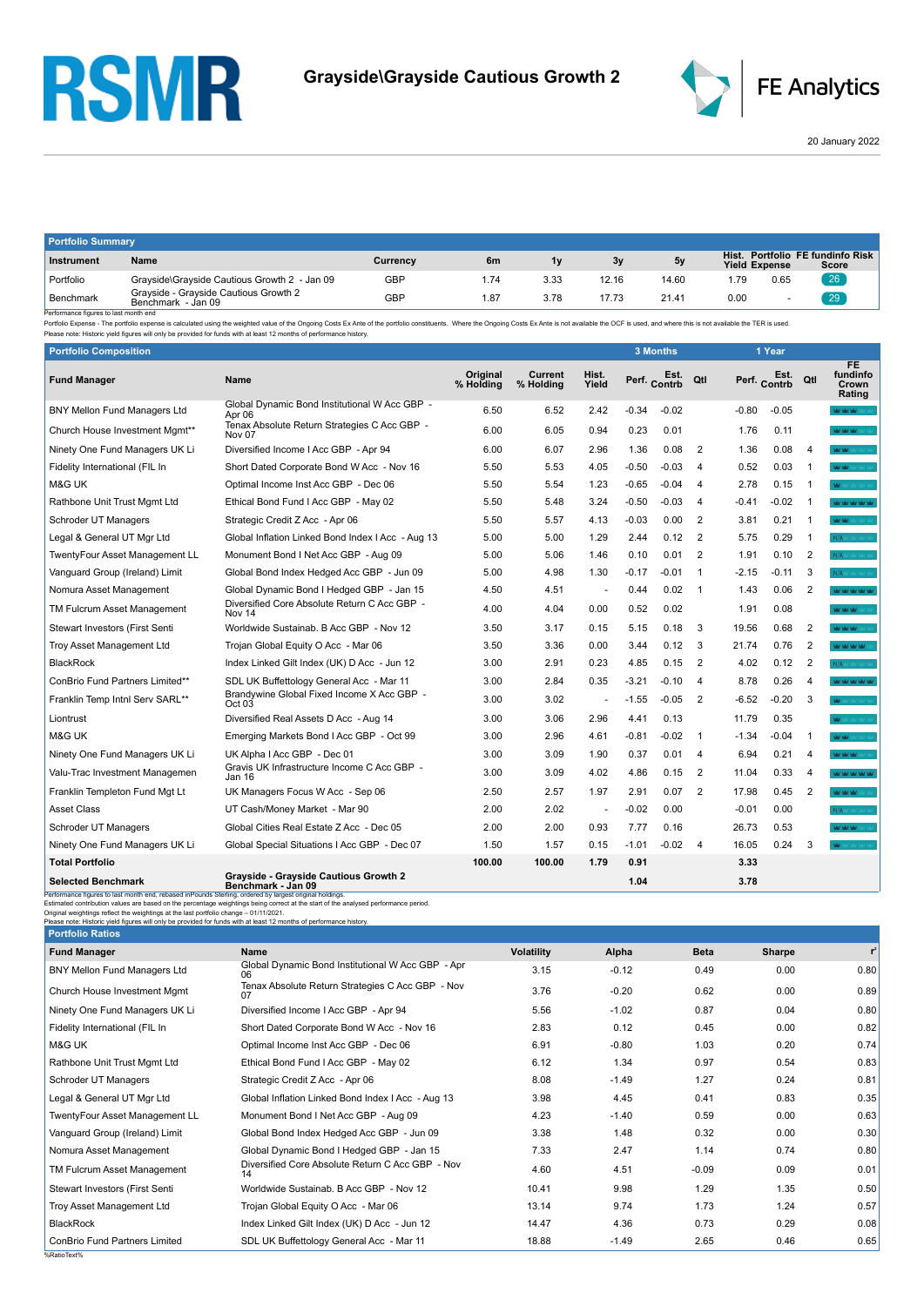RSMR

# Grayside\Grayside Cautious Growth 2

FE Analytics

20 January 2022

## Portfolio Summary

| Instrument | Name | Currency | 6m | 1y | 3y | 5y | Hist. Yield | Portfolio Expense | FE fundinfo Risk Score |
|---|---|---|---|---|---|---|---|---|---|
| Portfolio | Grayside\Grayside Cautious Growth 2 - Jan 09 | GBP | 1.74 | 3.33 | 12.16 | 14.60 | 1.79 | 0.65 | 26 |
| Benchmark | Grayside - Grayside Cautious Growth 2 Benchmark - Jan 09 | GBP | 1.87 | 3.78 | 17.73 | 21.41 | 0.00 | - | 29 |

Performance figures to last month end

Portfolio Expense - The portfolio expense is calculated using the weighted value of the Ongoing Costs Ex Ante of the portfolio constituents. Where the Ongoing Costs Ex Ante is not available the OCF is used, and where this is not available the TER is used.

Please note: Historic yield figures will only be provided for funds with at least 12 months of performance history.

## Portfolio Composition

| Fund Manager | Name | Original % Holding | Current % Holding | Hist. Yield | 3 Months Perf. | 3 Months Est. Contrb | 3 Months Qtl | 1 Year Perf. | 1 Year Est. Contrb | 1 Year Qtl | FE fundinfo Crown Rating |
|---|---|---|---|---|---|---|---|---|---|---|---|
| BNY Mellon Fund Managers Ltd | Global Dynamic Bond Institutional W Acc GBP - Apr 06 | 6.50 | 6.52 | 2.42 | -0.34 | -0.02 | | -0.80 | -0.05 | | |
| Church House Investment Mgmt** | Tenax Absolute Return Strategies C Acc GBP - Nov 07 | 6.00 | 6.05 | 0.94 | 0.23 | 0.01 | | 1.76 | 0.11 | | |
| Ninety One Fund Managers UK Li | Diversified Income I Acc GBP - Apr 94 | 6.00 | 6.07 | 2.96 | 1.36 | 0.08 | 2 | 1.36 | 0.08 | 4 | |
| Fidelity International (FIL In | Short Dated Corporate Bond W Acc - Nov 16 | 5.50 | 5.53 | 4.05 | -0.50 | -0.03 | 4 | 0.52 | 0.03 | 1 | |
| M&G UK | Optimal Income Inst Acc GBP - Dec 06 | 5.50 | 5.54 | 1.23 | -0.65 | -0.04 | 4 | 2.78 | 0.15 | 1 | |
| Rathbone Unit Trust Mgmt Ltd | Ethical Bond Fund I Acc GBP - May 02 | 5.50 | 5.48 | 3.24 | -0.50 | -0.03 | 4 | -0.41 | -0.02 | 1 | |
| Schroder UT Managers | Strategic Credit Z Acc - Apr 06 | 5.50 | 5.57 | 4.13 | -0.03 | 0.00 | 2 | 3.81 | 0.21 | 1 | |
| Legal & General UT Mgr Ltd | Global Inflation Linked Bond Index I Acc - Aug 13 | 5.00 | 5.00 | 1.29 | 2.44 | 0.12 | 2 | 5.75 | 0.29 | 1 | N/A |
| TwentyFour Asset Management LL | Monument Bond I Net Acc GBP - Aug 09 | 5.00 | 5.06 | 1.46 | 0.10 | 0.01 | 2 | 1.91 | 0.10 | 2 | N/A |
| Vanguard Group (Ireland) Limit | Global Bond Index Hedged Acc GBP - Jun 09 | 5.00 | 4.98 | 1.30 | -0.17 | -0.01 | 1 | -2.15 | -0.11 | 3 | N/A |
| Nomura Asset Management | Global Dynamic Bond I Hedged GBP - Jan 15 | 4.50 | 4.51 | - | 0.44 | 0.02 | 1 | 1.43 | 0.06 | 2 | |
| TM Fulcrum Asset Management | Diversified Core Absolute Return C Acc GBP - Nov 14 | 4.00 | 4.04 | 0.00 | 0.52 | 0.02 | | 1.91 | 0.08 | | |
| Stewart Investors (First Senti | Worldwide Sustainab. B Acc GBP - Nov 12 | 3.50 | 3.17 | 0.15 | 5.15 | 0.18 | 3 | 19.56 | 0.68 | 2 | |
| Troy Asset Management Ltd | Trojan Global Equity O Acc - Mar 06 | 3.50 | 3.36 | 0.00 | 3.44 | 0.12 | 3 | 21.74 | 0.76 | 2 | |
| BlackRock | Index Linked Gilt Index (UK) D Acc - Jun 12 | 3.00 | 2.91 | 0.23 | 4.85 | 0.15 | 2 | 4.02 | 0.12 | 2 | N/A |
| ConBrio Fund Partners Limited** | SDL UK Buffettology General Acc - Mar 11 | 3.00 | 2.84 | 0.35 | -3.21 | -0.10 | 4 | 8.78 | 0.26 | 4 | |
| Franklin Temp Intnl Serv SARL** | Brandywine Global Fixed Income X Acc GBP - Oct 03 | 3.00 | 3.02 | - | -1.55 | -0.05 | 2 | -6.52 | -0.20 | 3 | |
| Liontrust | Diversified Real Assets D Acc - Aug 14 | 3.00 | 3.06 | 2.96 | 4.41 | 0.13 | | 11.79 | 0.35 | | |
| M&G UK | Emerging Markets Bond I Acc GBP - Oct 99 | 3.00 | 2.96 | 4.61 | -0.81 | -0.02 | 1 | -1.34 | -0.04 | 1 | |
| Ninety One Fund Managers UK Li | UK Alpha I Acc GBP - Dec 01 | 3.00 | 3.09 | 1.90 | 0.37 | 0.01 | 4 | 6.94 | 0.21 | 4 | |
| Valu-Trac Investment Managemen | Gravis UK Infrastructure Income C Acc GBP - Jan 16 | 3.00 | 3.09 | 4.02 | 4.86 | 0.15 | 2 | 11.04 | 0.33 | 4 | |
| Franklin Templeton Fund Mgt Lt | UK Managers Focus W Acc - Sep 06 | 2.50 | 2.57 | 1.97 | 2.91 | 0.07 | 2 | 17.98 | 0.45 | 2 | |
| Asset Class | UT Cash/Money Market - Mar 90 | 2.00 | 2.02 | - | -0.02 | 0.00 | | -0.01 | 0.00 | | N/A |
| Schroder UT Managers | Global Cities Real Estate Z Acc - Dec 05 | 2.00 | 2.00 | 0.93 | 7.77 | 0.16 | | 26.73 | 0.53 | | |
| Ninety One Fund Managers UK Li | Global Special Situations I Acc GBP - Dec 07 | 1.50 | 1.57 | 0.15 | -1.01 | -0.02 | 4 | 16.05 | 0.24 | 3 | |
| **Total Portfolio** | | **100.00** | **100.00** | **1.79** | **0.91** | | | **3.33** | | | |
| **Selected Benchmark** | **Grayside - Grayside Cautious Growth 2 Benchmark - Jan 09** | | | | **1.04** | | | **3.78** | | | |

Performance figures to last month end, rebased inPounds Sterling, ordered by largest original holdings.

Estimated contribution values are based on the percentage weightings being correct at the start of the analysed performance period.

Original weightings reflect the weightings at the last portfolio change – 01/11/2021.

Please note: Historic yield figures will only be provided for funds with at least 12 months of performance history.

## Portfolio Ratios

| Fund Manager | Name | Volatility | Alpha | Beta | Sharpe | $r^2$ |
|---|---|---|---|---|---|---|
| BNY Mellon Fund Managers Ltd | Global Dynamic Bond Institutional W Acc GBP - Apr 06 | 3.15 | -0.12 | 0.49 | 0.00 | 0.80 |
| Church House Investment Mgmt | Tenax Absolute Return Strategies C Acc GBP - Nov 07 | 3.76 | -0.20 | 0.62 | 0.00 | 0.89 |
| Ninety One Fund Managers UK Li | Diversified Income I Acc GBP - Apr 94 | 5.56 | -1.02 | 0.87 | 0.04 | 0.80 |
| Fidelity International (FIL In | Short Dated Corporate Bond W Acc - Nov 16 | 2.83 | 0.12 | 0.45 | 0.00 | 0.82 |
| M&G UK | Optimal Income Inst Acc GBP - Dec 06 | 6.91 | -0.80 | 1.03 | 0.20 | 0.74 |
| Rathbone Unit Trust Mgmt Ltd | Ethical Bond Fund I Acc GBP - May 02 | 6.12 | 1.34 | 0.97 | 0.54 | 0.83 |
| Schroder UT Managers | Strategic Credit Z Acc - Apr 06 | 8.08 | -1.49 | 1.27 | 0.24 | 0.81 |
| Legal & General UT Mgr Ltd | Global Inflation Linked Bond Index I Acc - Aug 13 | 3.98 | 4.45 | 0.41 | 0.83 | 0.35 |
| TwentyFour Asset Management LL | Monument Bond I Net Acc GBP - Aug 09 | 4.23 | -1.40 | 0.59 | 0.00 | 0.63 |
| Vanguard Group (Ireland) Limit | Global Bond Index Hedged Acc GBP - Jun 09 | 3.38 | 1.48 | 0.32 | 0.00 | 0.30 |
| Nomura Asset Management | Global Dynamic Bond I Hedged GBP - Jan 15 | 7.33 | 2.47 | 1.14 | 0.74 | 0.80 |
| TM Fulcrum Asset Management | Diversified Core Absolute Return C Acc GBP - Nov 14 | 4.60 | 4.51 | -0.09 | 0.09 | 0.01 |
| Stewart Investors (First Senti | Worldwide Sustainab. B Acc GBP - Nov 12 | 10.41 | 9.98 | 1.29 | 1.35 | 0.50 |
| Troy Asset Management Ltd | Trojan Global Equity O Acc - Mar 06 | 13.14 | 9.74 | 1.73 | 1.24 | 0.57 |
| BlackRock | Index Linked Gilt Index (UK) D Acc - Jun 12 | 14.47 | 4.36 | 0.73 | 0.29 | 0.08 |
| ConBrio Fund Partners Limited | SDL UK Buffettology General Acc - Mar 11 | 18.88 | -1.49 | 2.65 | 0.46 | 0.65 |

%RatioText%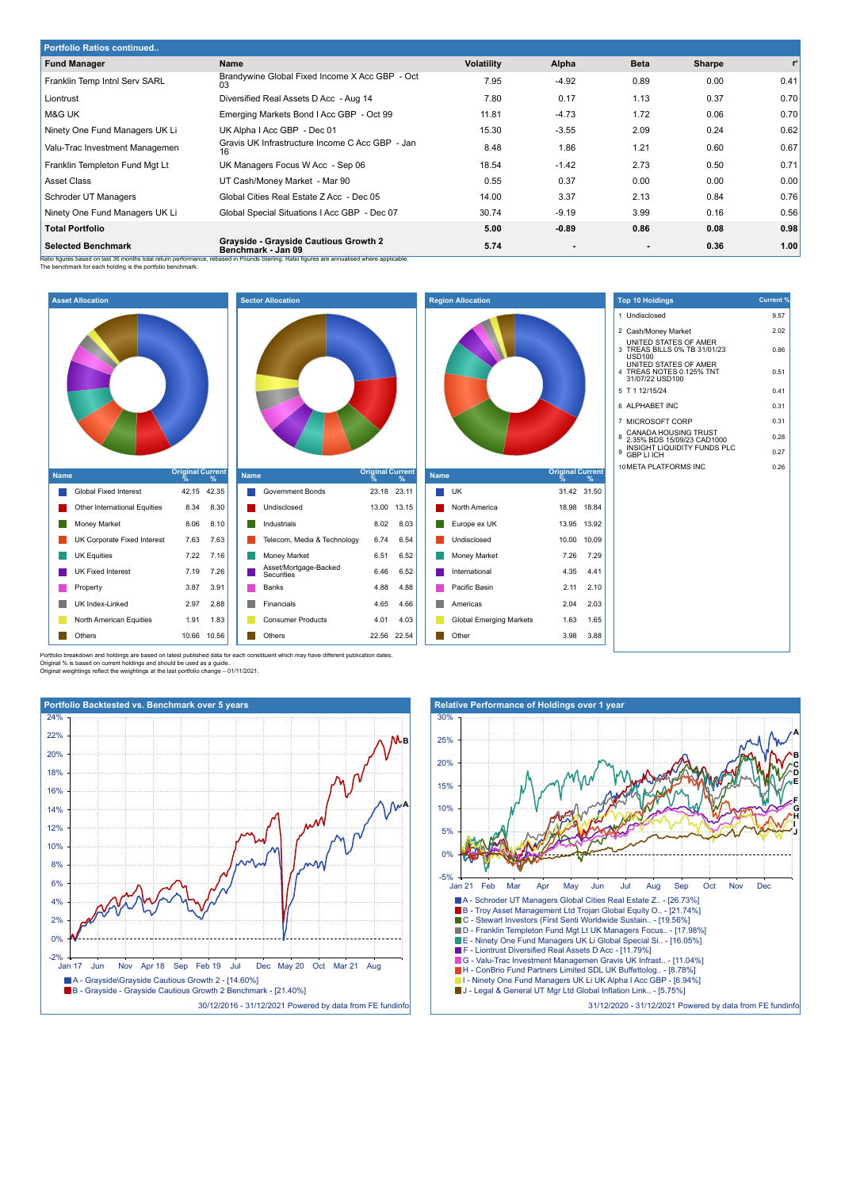## Portfolio Ratios continued..

| Fund Manager | Name | Volatility | Alpha | Beta | Sharpe | r² |
|---|---|---|---|---|---|---|
| Franklin Temp Intnl Serv SARL | Brandywine Global Fixed Income X Acc GBP - Oct 03 | 7.95 | -4.92 | 0.89 | 0.00 | 0.41 |
| Liontrust | Diversified Real Assets D Acc - Aug 14 | 7.80 | 0.17 | 1.13 | 0.37 | 0.70 |
| M&G UK | Emerging Markets Bond I Acc GBP - Oct 99 | 11.81 | -4.73 | 1.72 | 0.06 | 0.70 |
| Ninety One Fund Managers UK Li | UK Alpha I Acc GBP - Dec 01 | 15.30 | -3.55 | 2.09 | 0.24 | 0.62 |
| Valu-Trac Investment Managemen | Gravis UK Infrastructure Income C Acc GBP - Jan 16 | 8.48 | 1.86 | 1.21 | 0.60 | 0.67 |
| Franklin Templeton Fund Mgt Lt | UK Managers Focus W Acc - Sep 06 | 18.54 | -1.42 | 2.73 | 0.50 | 0.71 |
| Asset Class | UT Cash/Money Market - Mar 90 | 0.55 | 0.37 | 0.00 | 0.00 | 0.00 |
| Schroder UT Managers | Global Cities Real Estate Z Acc - Dec 05 | 14.00 | 3.37 | 2.13 | 0.84 | 0.76 |
| Ninety One Fund Managers UK Li | Global Special Situations I Acc GBP - Dec 07 | 30.74 | -9.19 | 3.99 | 0.16 | 0.56 |
| **Total Portfolio** | | **5.00** | **-0.89** | **0.86** | **0.08** | **0.98** |
| **Selected Benchmark** | **Grayside - Grayside Cautious Growth 2 Benchmark - Jan 09** | **5.74** | **-** | **-** | **0.36** | **1.00** |

Ratio figures based on last 36 months total return performance, rebased in Pounds Sterling. Ratio figures are annualised where applicable.
The benchmark for each holding is the portfolio benchmark.

### Asset Allocation

| Name | Original % | Current % |
|---|---|---|
| Global Fixed Interest | 42.15 | 42.35 |
| Other International Equities | 8.34 | 8.30 |
| Money Market | 8.06 | 8.10 |
| UK Corporate Fixed Interest | 7.63 | 7.63 |
| UK Equities | 7.22 | 7.16 |
| UK Fixed Interest | 7.19 | 7.26 |
| Property | 3.87 | 3.91 |
| UK Index-Linked | 2.97 | 2.88 |
| North American Equities | 1.91 | 1.83 |
| Others | 10.66 | 10.56 |

### Sector Allocation

| Name | Original % | Current % |
|---|---|---|
| Government Bonds | 23.18 | 23.11 |
| Undisclosed | 13.00 | 13.15 |
| Industrials | 8.02 | 8.03 |
| Telecom, Media & Technology | 6.74 | 6.54 |
| Money Market | 6.51 | 6.52 |
| Asset/Mortgage-Backed Securities | 6.46 | 6.52 |
| Banks | 4.88 | 4.88 |
| Financials | 4.65 | 4.66 |
| Consumer Products | 4.01 | 4.03 |
| Others | 22.56 | 22.54 |

### Region Allocation

| Name | Original % | Current % |
|---|---|---|
| UK | 31.42 | 31.50 |
| North America | 18.98 | 18.84 |
| Europe ex UK | 13.95 | 13.92 |
| Undisclosed | 10.00 | 10.09 |
| Money Market | 7.26 | 7.29 |
| International | 4.35 | 4.41 |
| Pacific Basin | 2.11 | 2.10 |
| Americas | 2.04 | 2.03 |
| Global Emerging Markets | 1.63 | 1.65 |
| Other | 3.98 | 3.88 |

### Top 10 Holdings

| | Name | Current % |
|---|---|---|
| 1 | Undisclosed | 9.57 |
| 2 | Cash/Money Market | 2.02 |
| 3 | UNITED STATES OF AMER TREAS BILLS 0% TB 31/01/23 USD100 | 0.86 |
| 4 | UNITED STATES OF AMER TREAS NOTES 0.125% TNT 31/07/22 USD100 | 0.51 |
| 5 | T 1 12/15/24 | 0.41 |
| 6 | ALPHABET INC | 0.31 |
| 7 | MICROSOFT CORP | 0.31 |
| 8 | CANADA HOUSING TRUST 2.35% BDS 15/09/23 CAD1000 | 0.28 |
| 9 | INSIGHT LIQUIDITY FUNDS PLC GBP LI ICH | 0.27 |
| 10 | META PLATFORMS INC | 0.26 |

Portfolio breakdown and holdings are based on latest published data for each constituent which may have different publication dates.
Original % is based on current holdings and should be used as a guide..
Original weightings reflect the weightings at the last portfolio change – 01/11/2021.

### Portfolio Backtested vs. Benchmark over 5 years

- A - Grayside\Grayside Cautious Growth 2 - [14.60%]
- B - Grayside - Grayside Cautious Growth 2 Benchmark - [21.40%]

30/12/2016 - 31/12/2021 Powered by data from FE fundinfo

### Relative Performance of Holdings over 1 year

- A - Schroder UT Managers Global Cities Real Estate Z.. - [26.73%]
- B - Troy Asset Management Ltd Trojan Global Equity O.. - [21.74%]
- C - Stewart Investors (First Senti Worldwide Sustain.. - [19.56%]
- D - Franklin Templeton Fund Mgt Lt UK Managers Focus.. - [17.98%]
- E - Ninety One Fund Managers UK Li Global Special Si.. - [16.05%]
- F - Liontrust Diversified Real Assets D Acc - [11.79%]
- G - Valu-Trac Investment Managemen Gravis UK Infrast.. - [11.04%]
- H - ConBrio Fund Partners Limited SDL UK Buffettolog.. - [8.78%]
- I - Ninety One Fund Managers UK Li UK Alpha I Acc GBP - [6.94%]
- J - Legal & General UT Mgr Ltd Global Inflation Link.. - [5.75%]

31/12/2020 - 31/12/2021 Powered by data from FE fundinfo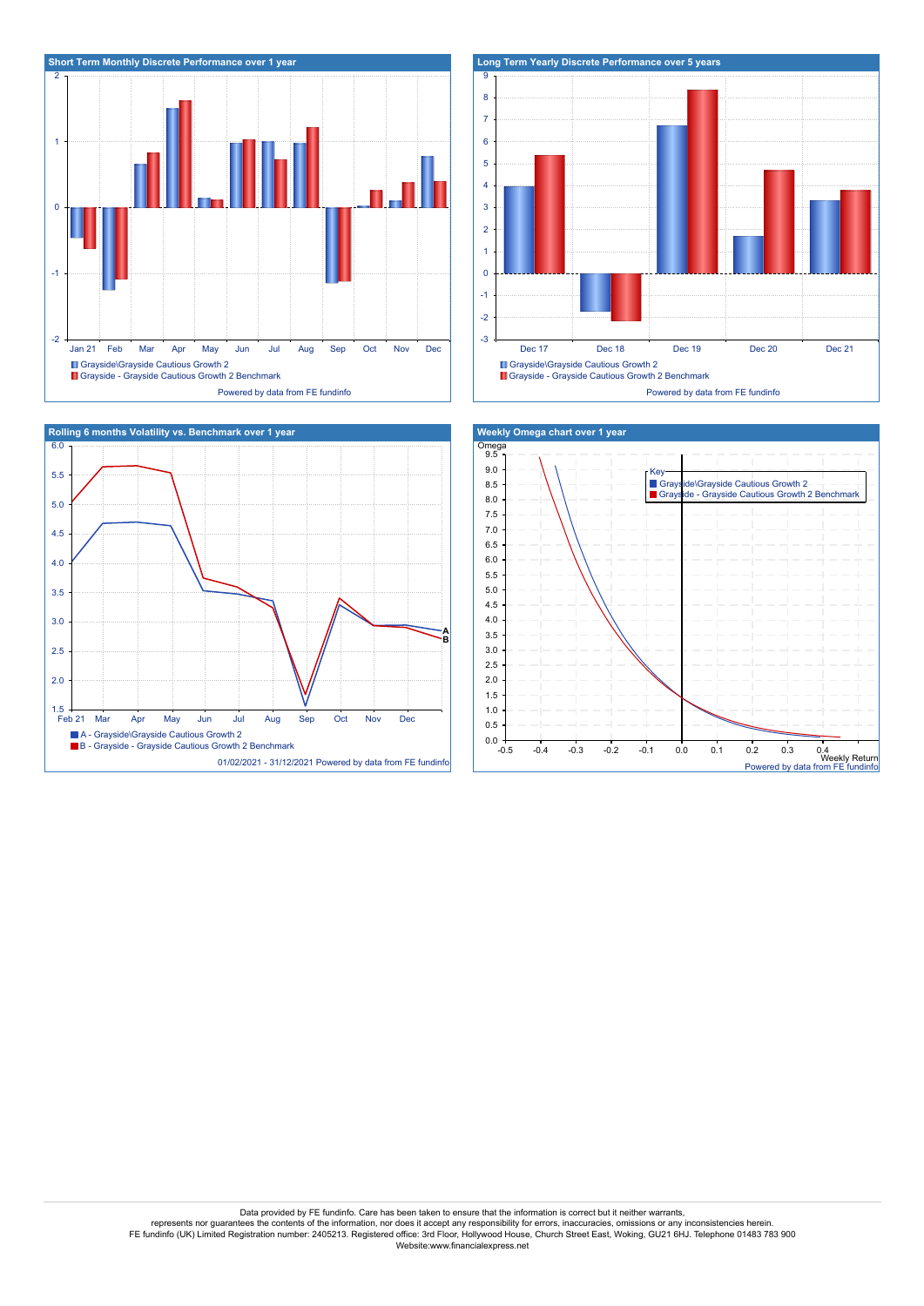## Short Term Monthly Discrete Performance over 1 year

2
1
0
-1
-2

Jan 21 Feb Mar Apr May Jun Jul Aug Sep Oct Nov Dec

Grayside\Grayside Cautious Growth 2
Grayside - Grayside Cautious Growth 2 Benchmark

Powered by data from FE fundinfo

## Long Term Yearly Discrete Performance over 5 years

9
8
7
6
5
4
3
2
1
0
-1
-2
-3

Dec 17 Dec 18 Dec 19 Dec 20 Dec 21

Grayside\Grayside Cautious Growth 2
Grayside - Grayside Cautious Growth 2 Benchmark

Powered by data from FE fundinfo

## Rolling 6 months Volatility vs. Benchmark over 1 year

6.0
5.5
5.0
4.5
4.0
3.5
3.0
2.5
2.0
1.5

Feb 21 Mar Apr May Jun Jul Aug Sep Oct Nov Dec

A
B

A - Grayside\Grayside Cautious Growth 2
B - Grayside - Grayside Cautious Growth 2 Benchmark

01/02/2021 - 31/12/2021 Powered by data from FE fundinfo

## Weekly Omega chart over 1 year

Omega

9.5
9.0
8.5
8.0
7.5
7.0
6.5
6.0
5.5
5.0
4.5
4.0
3.5
3.0
2.5
2.0
1.5
1.0
0.5
0.0

-0.5 -0.4 -0.3 -0.2 -0.1 0.0 0.1 0.2 0.3 0.4

Weekly Return

Key
Grayside\Grayside Cautious Growth 2
Grayside - Grayside Cautious Growth 2 Benchmark

Powered by data from FE fundinfo

Data provided by FE fundinfo. Care has been taken to ensure that the information is correct but it neither warrants, represents nor guarantees the contents of the information, nor does it accept any responsibility for errors, inaccuracies, omissions or any inconsistencies herein.
FE fundinfo (UK) Limited Registration number: 2405213. Registered office: 3rd Floor, Hollywood House, Church Street East, Woking, GU21 6HJ. Telephone 01483 783 900
Website:www.financialexpress.net